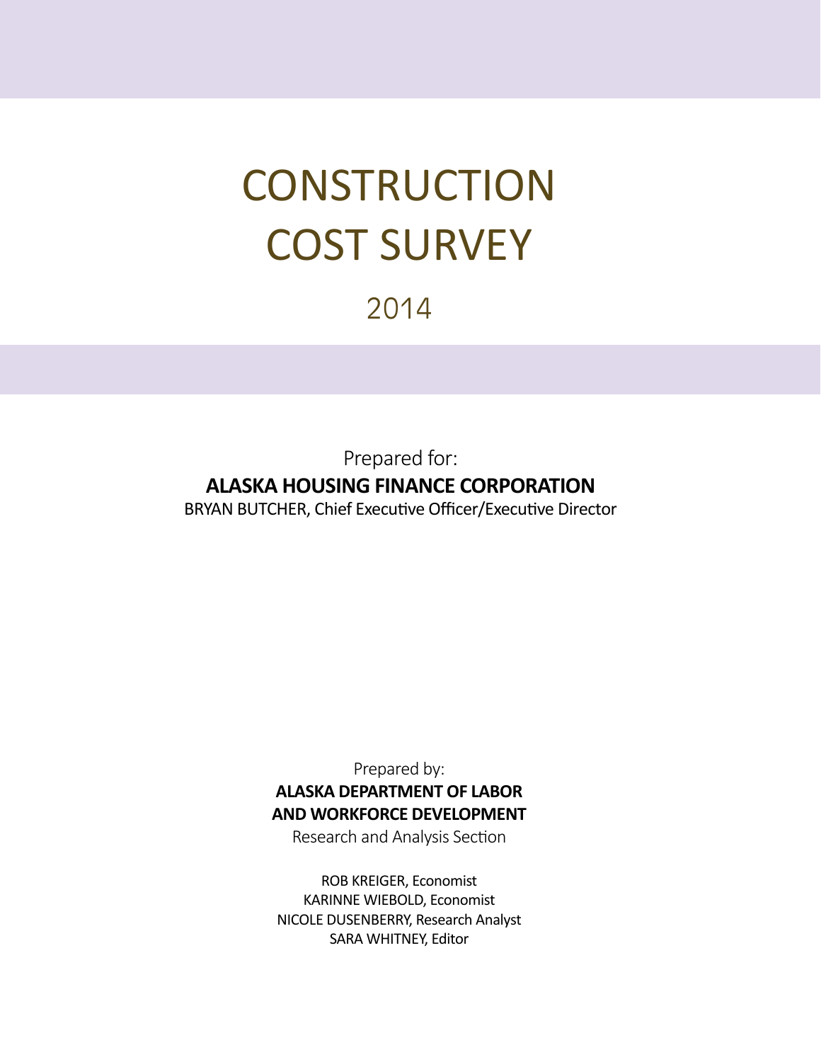# CONSTRUCTION COST SURVEY

## 2014

Prepared for:

**ALASKA HOUSING FINANCE CORPORATION**

BRYAN BUTCHER, Chief Executive Officer/Executive Director

Prepared by:

**ALASKA DEPARTMENT OF LABOR AND WORKFORCE DEVELOPMENT**

Research and Analysis Section

ROB KREIGER, Economist
KARINNE WIEBOLD, Economist
NICOLE DUSENBERRY, Research Analyst
SARA WHITNEY, Editor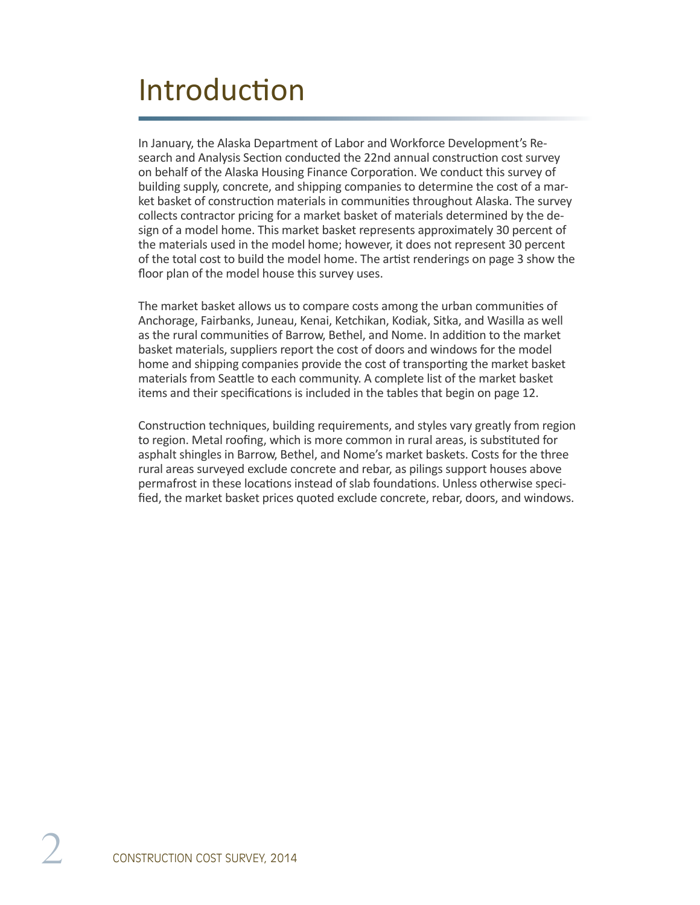# Introduction

In January, the Alaska Department of Labor and Workforce Development's Research and Analysis Section conducted the 22nd annual construction cost survey on behalf of the Alaska Housing Finance Corporation. We conduct this survey of building supply, concrete, and shipping companies to determine the cost of a market basket of construction materials in communities throughout Alaska. The survey collects contractor pricing for a market basket of materials determined by the design of a model home. This market basket represents approximately 30 percent of the materials used in the model home; however, it does not represent 30 percent of the total cost to build the model home. The artist renderings on page 3 show the floor plan of the model house this survey uses.

The market basket allows us to compare costs among the urban communities of Anchorage, Fairbanks, Juneau, Kenai, Ketchikan, Kodiak, Sitka, and Wasilla as well as the rural communities of Barrow, Bethel, and Nome. In addition to the market basket materials, suppliers report the cost of doors and windows for the model home and shipping companies provide the cost of transporting the market basket materials from Seattle to each community. A complete list of the market basket items and their specifications is included in the tables that begin on page 12.

Construction techniques, building requirements, and styles vary greatly from region to region. Metal roofing, which is more common in rural areas, is substituted for asphalt shingles in Barrow, Bethel, and Nome's market baskets. Costs for the three rural areas surveyed exclude concrete and rebar, as pilings support houses above permafrost in these locations instead of slab foundations. Unless otherwise specified, the market basket prices quoted exclude concrete, rebar, doors, and windows.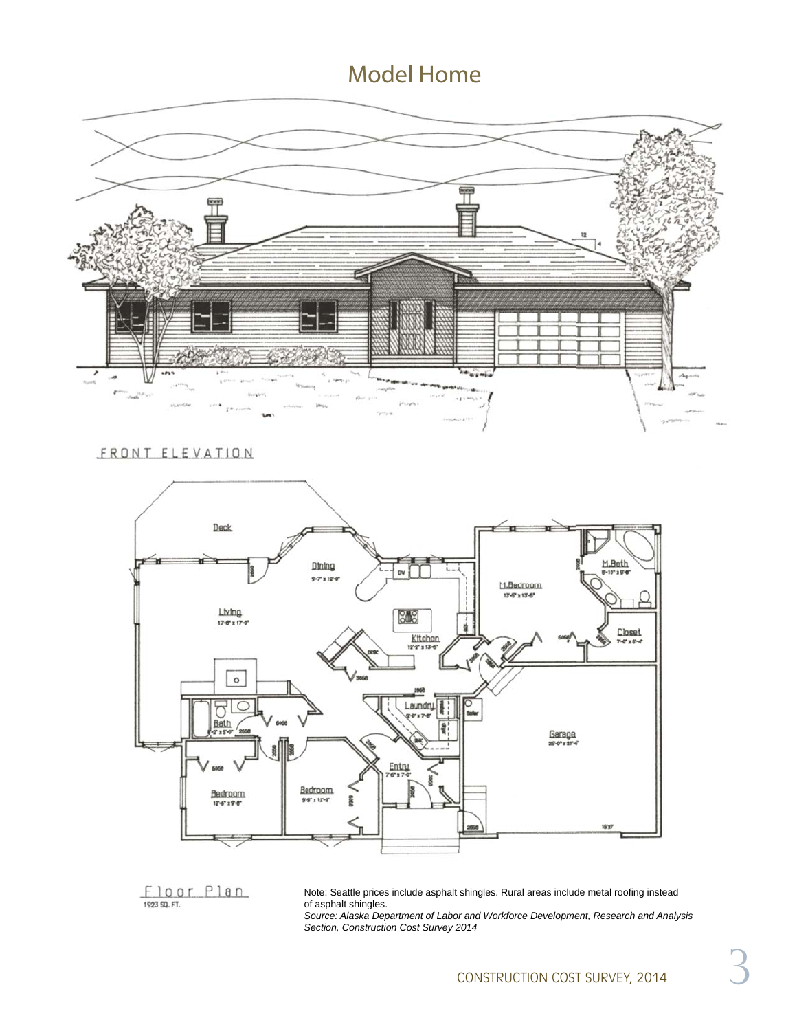# Model Home

FRONT ELEVATION

Floor Plan
1923 SQ. FT.

Note: Seattle prices include asphalt shingles. Rural areas include metal roofing instead of asphalt shingles.

*Source: Alaska Department of Labor and Workforce Development, Research and Analysis Section, Construction Cost Survey 2014*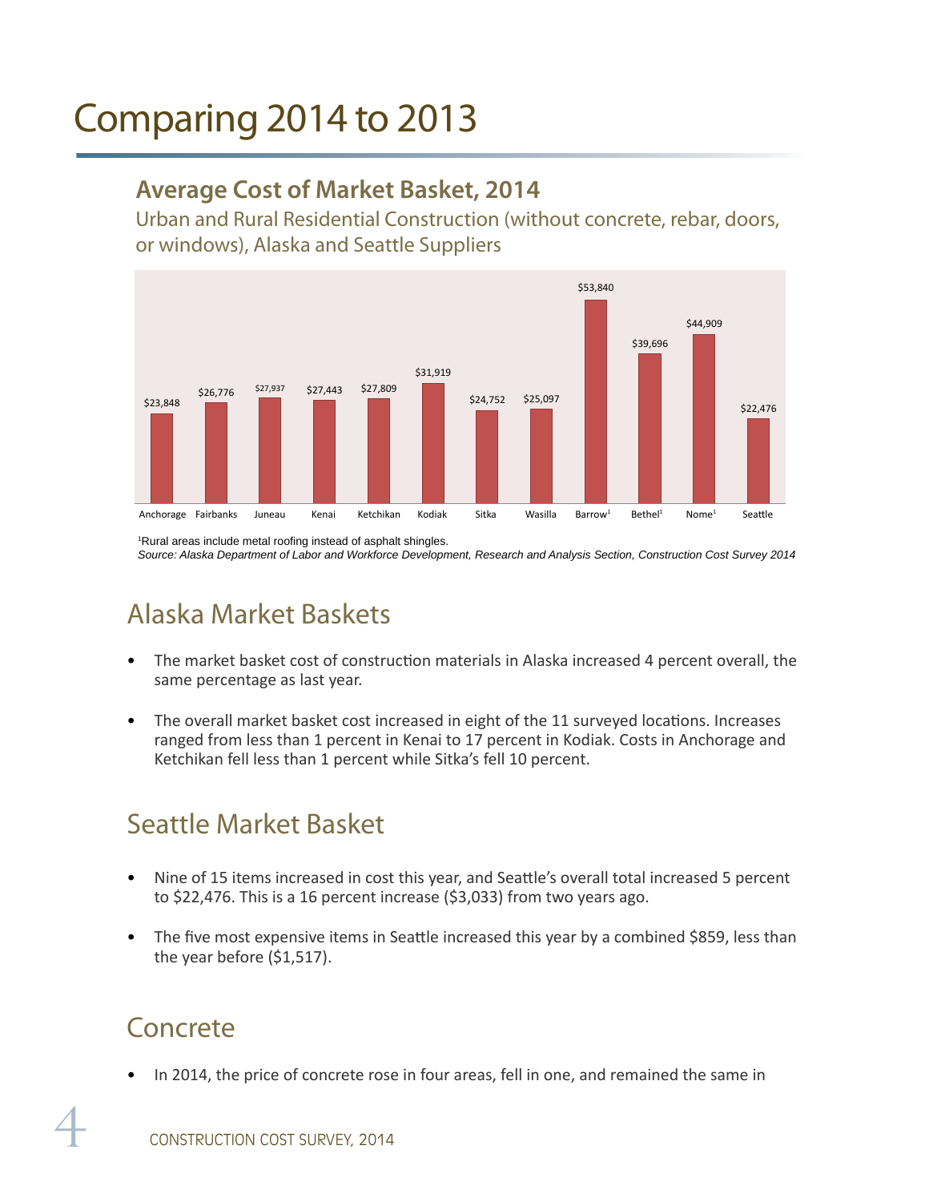# Comparing 2014 to 2013

### Average Cost of Market Basket, 2014

Urban and Rural Residential Construction (without concrete, rebar, doors, or windows), Alaska and Seattle Suppliers

| Location | Cost |
|---|---|
| Anchorage | $23,848 |
| Fairbanks | $26,776 |
| Juneau | $27,937 |
| Kenai | $27,443 |
| Ketchikan | $27,809 |
| Kodiak | $31,919 |
| Sitka | $24,752 |
| Wasilla | $25,097 |
| Barrow[1] | $53,840 |
| Bethel[1] | $39,696 |
| Nome[1] | $44,909 |
| Seattle | $22,476 |

[1]Rural areas include metal roofing instead of asphalt shingles.

*Source: Alaska Department of Labor and Workforce Development, Research and Analysis Section, Construction Cost Survey 2014*

## Alaska Market Baskets

- The market basket cost of construction materials in Alaska increased 4 percent overall, the same percentage as last year.
- The overall market basket cost increased in eight of the 11 surveyed locations. Increases ranged from less than 1 percent in Kenai to 17 percent in Kodiak. Costs in Anchorage and Ketchikan fell less than 1 percent while Sitka's fell 10 percent.

## Seattle Market Basket

- Nine of 15 items increased in cost this year, and Seattle's overall total increased 5 percent to $22,476. This is a 16 percent increase ($3,033) from two years ago.
- The five most expensive items in Seattle increased this year by a combined $859, less than the year before ($1,517).

## Concrete

- In 2014, the price of concrete rose in four areas, fell in one, and remained the same in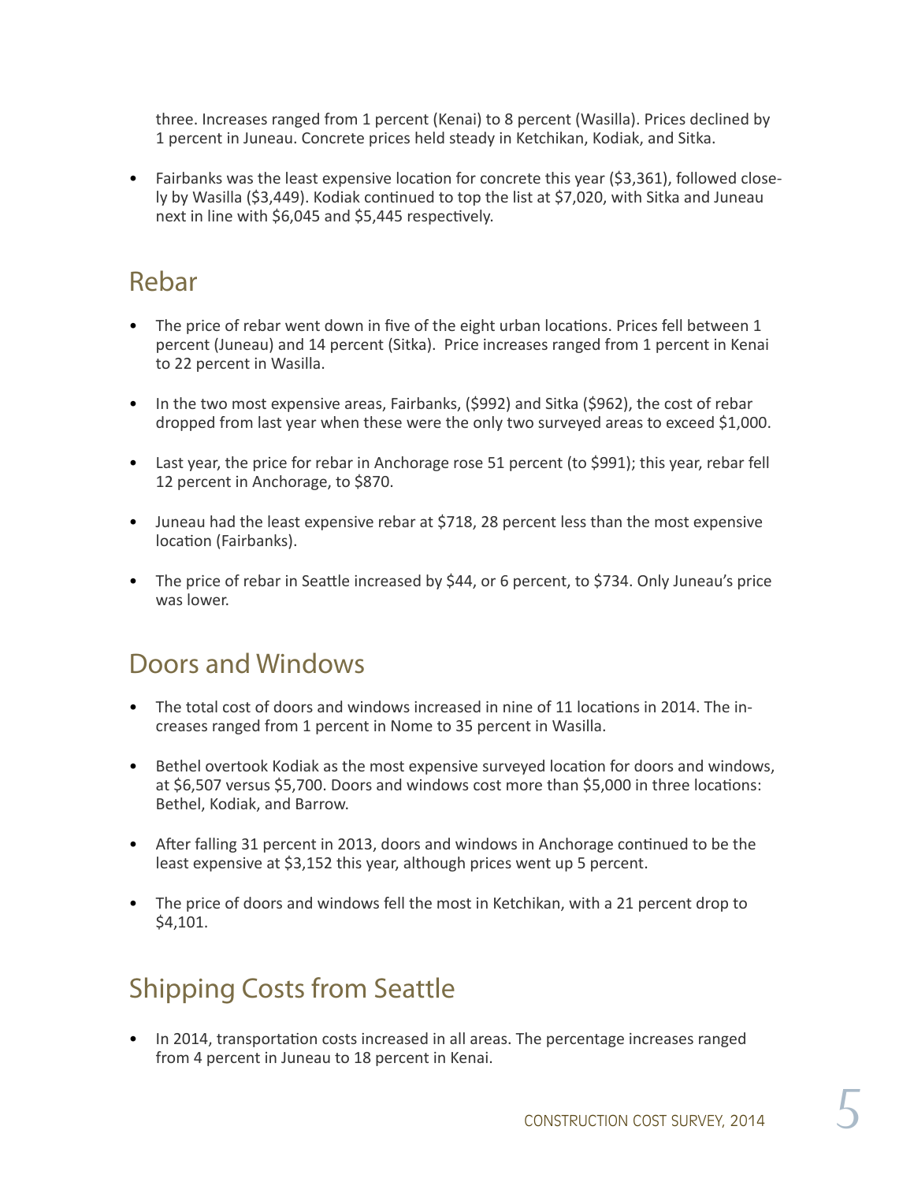three. Increases ranged from 1 percent (Kenai) to 8 percent (Wasilla). Prices declined by 1 percent in Juneau. Concrete prices held steady in Ketchikan, Kodiak, and Sitka.

- Fairbanks was the least expensive location for concrete this year ($3,361), followed closely by Wasilla ($3,449). Kodiak continued to top the list at $7,020, with Sitka and Juneau next in line with $6,045 and $5,445 respectively.

## Rebar

- The price of rebar went down in five of the eight urban locations. Prices fell between 1 percent (Juneau) and 14 percent (Sitka). Price increases ranged from 1 percent in Kenai to 22 percent in Wasilla.

- In the two most expensive areas, Fairbanks, ($992) and Sitka ($962), the cost of rebar dropped from last year when these were the only two surveyed areas to exceed $1,000.

- Last year, the price for rebar in Anchorage rose 51 percent (to $991); this year, rebar fell 12 percent in Anchorage, to $870.

- Juneau had the least expensive rebar at $718, 28 percent less than the most expensive location (Fairbanks).

- The price of rebar in Seattle increased by $44, or 6 percent, to $734. Only Juneau's price was lower.

## Doors and Windows

- The total cost of doors and windows increased in nine of 11 locations in 2014. The increases ranged from 1 percent in Nome to 35 percent in Wasilla.

- Bethel overtook Kodiak as the most expensive surveyed location for doors and windows, at $6,507 versus $5,700. Doors and windows cost more than $5,000 in three locations: Bethel, Kodiak, and Barrow.

- After falling 31 percent in 2013, doors and windows in Anchorage continued to be the least expensive at $3,152 this year, although prices went up 5 percent.

- The price of doors and windows fell the most in Ketchikan, with a 21 percent drop to $4,101.

## Shipping Costs from Seattle

- In 2014, transportation costs increased in all areas. The percentage increases ranged from 4 percent in Juneau to 18 percent in Kenai.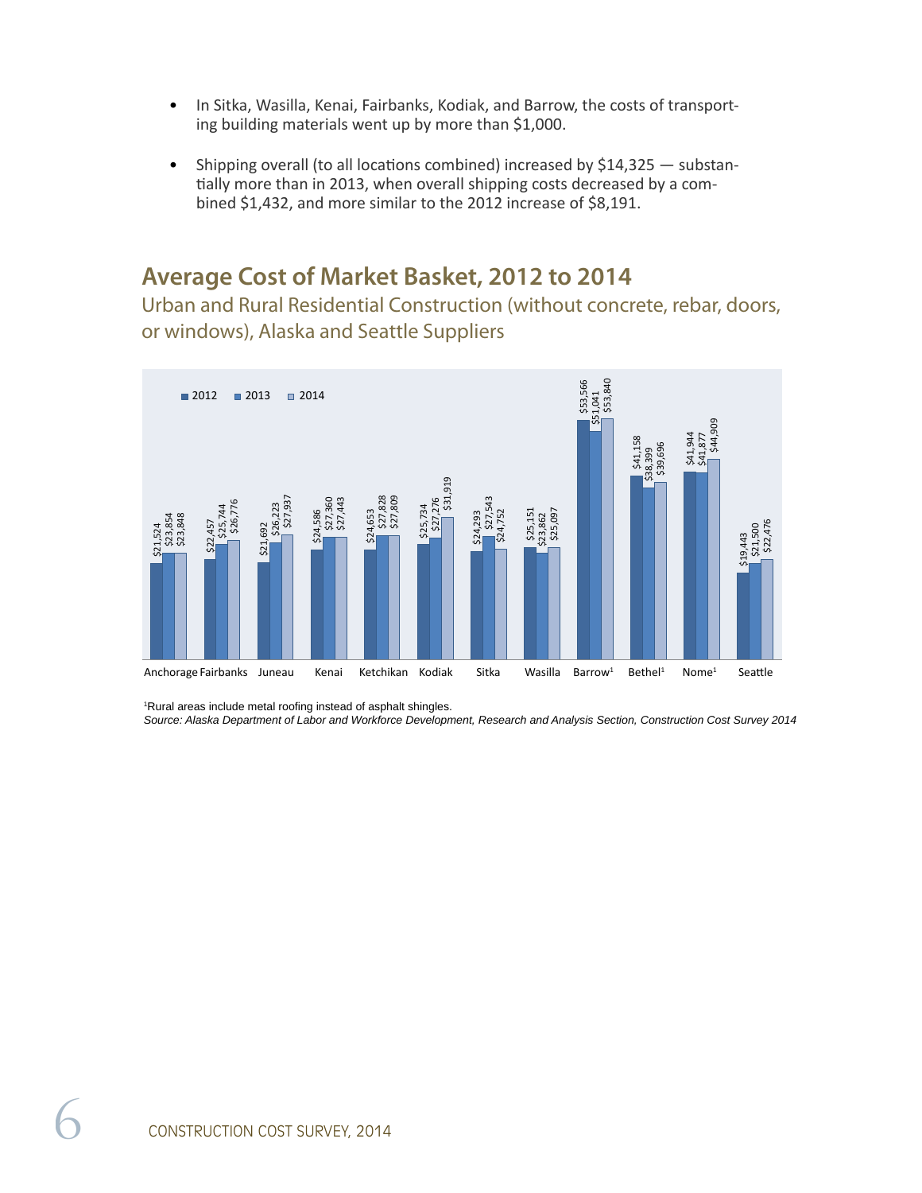- In Sitka, Wasilla, Kenai, Fairbanks, Kodiak, and Barrow, the costs of transporting building materials went up by more than $1,000.

- Shipping overall (to all locations combined) increased by $14,325 — substantially more than in 2013, when overall shipping costs decreased by a combined $1,432, and more similar to the 2012 increase of $8,191.

## Average Cost of Market Basket, 2012 to 2014

Urban and Rural Residential Construction (without concrete, rebar, doors, or windows), Alaska and Seattle Suppliers

| | 2012 | 2013 | 2014 |
|---|---|---|---|
| Anchorage | $21,524 | $23,854 | $23,848 |
| Fairbanks | $22,457 | $25,744 | $26,776 |
| Juneau | $21,692 | $26,223 | $27,937 |
| Kenai | $24,586 | $27,360 | $27,443 |
| Ketchikan | $24,653 | $27,828 | $27,809 |
| Kodiak | $25,734 | $27,276 | $31,919 |
| Sitka | $24,293 | $27,543 | $24,752 |
| Wasilla | $25,151 | $23,862 | $25,097 |
| Barrow[1] | $53,566 | $51,041 | $53,840 |
| Bethel[1] | $41,158 | $38,399 | $39,696 |
| Nome[1] | $41,944 | $41,877 | $44,909 |
| Seattle | $19,443 | $21,500 | $22,476 |

[1]Rural areas include metal roofing instead of asphalt shingles.

*Source: Alaska Department of Labor and Workforce Development, Research and Analysis Section, Construction Cost Survey 2014*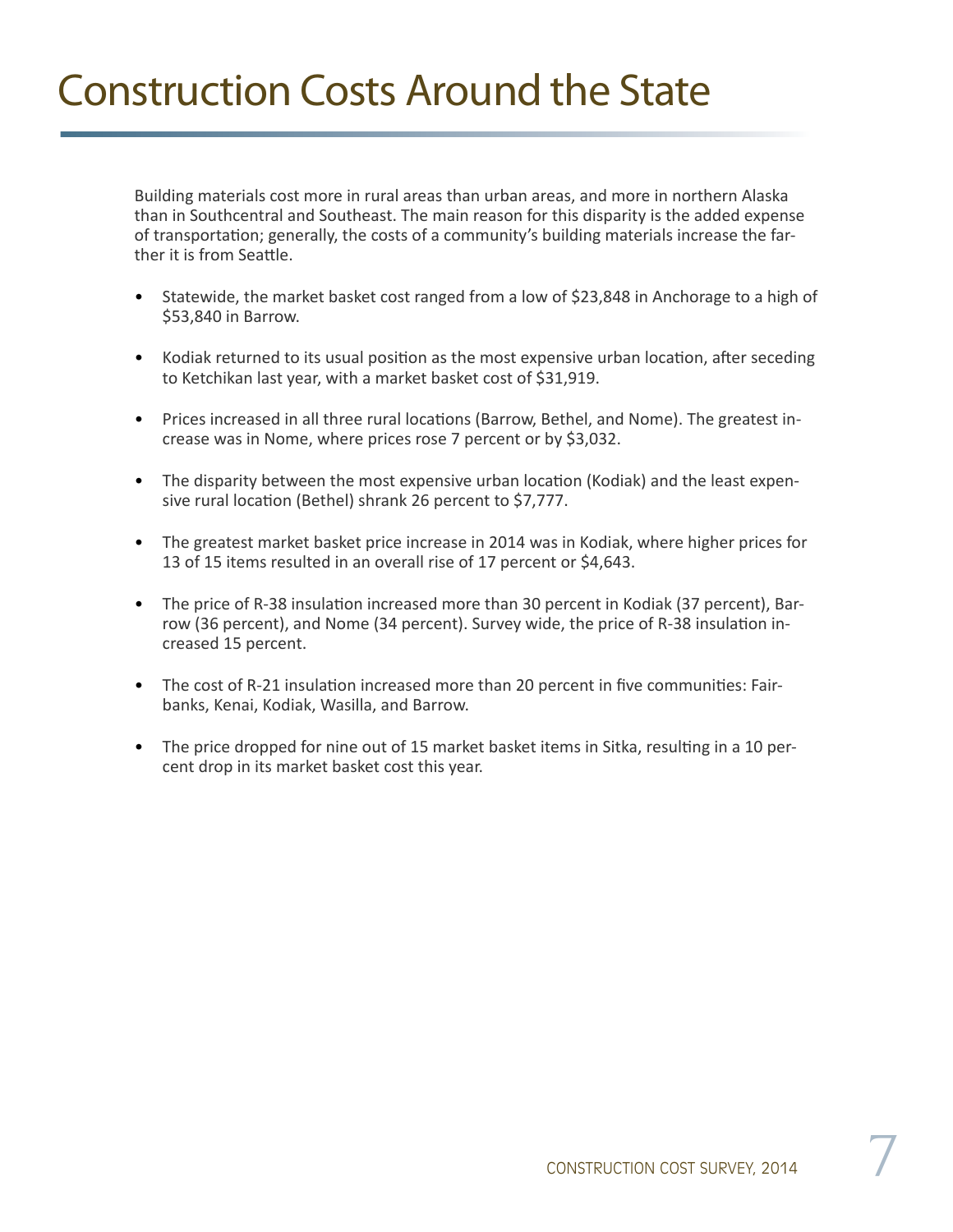# Construction Costs Around the State

Building materials cost more in rural areas than urban areas, and more in northern Alaska than in Southcentral and Southeast. The main reason for this disparity is the added expense of transportation; generally, the costs of a community's building materials increase the farther it is from Seattle.

- Statewide, the market basket cost ranged from a low of $23,848 in Anchorage to a high of $53,840 in Barrow.
- Kodiak returned to its usual position as the most expensive urban location, after seceding to Ketchikan last year, with a market basket cost of $31,919.
- Prices increased in all three rural locations (Barrow, Bethel, and Nome). The greatest increase was in Nome, where prices rose 7 percent or by $3,032.
- The disparity between the most expensive urban location (Kodiak) and the least expensive rural location (Bethel) shrank 26 percent to $7,777.
- The greatest market basket price increase in 2014 was in Kodiak, where higher prices for 13 of 15 items resulted in an overall rise of 17 percent or $4,643.
- The price of R-38 insulation increased more than 30 percent in Kodiak (37 percent), Barrow (36 percent), and Nome (34 percent). Survey wide, the price of R-38 insulation increased 15 percent.
- The cost of R-21 insulation increased more than 20 percent in five communities: Fairbanks, Kenai, Kodiak, Wasilla, and Barrow.
- The price dropped for nine out of 15 market basket items in Sitka, resulting in a 10 percent drop in its market basket cost this year.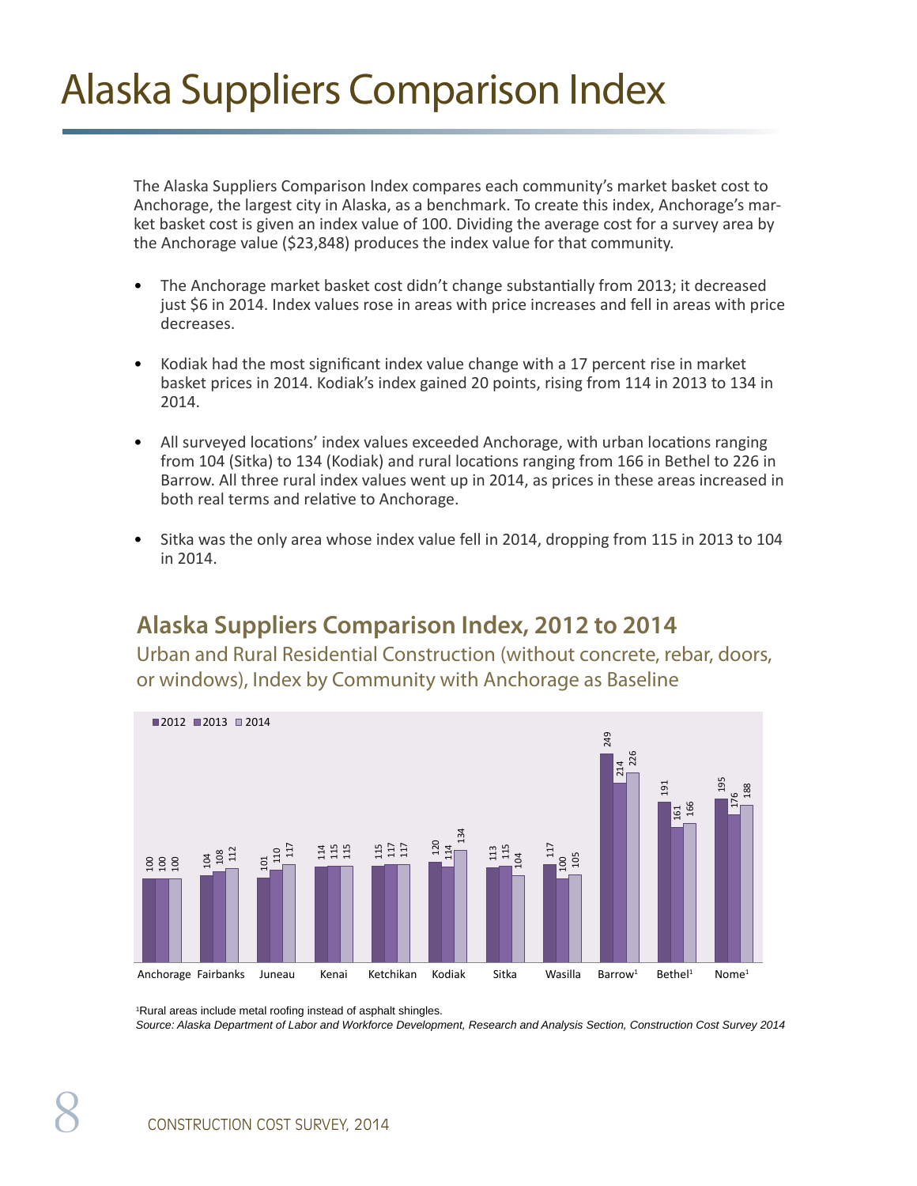# Alaska Suppliers Comparison Index

The Alaska Suppliers Comparison Index compares each community's market basket cost to Anchorage, the largest city in Alaska, as a benchmark. To create this index, Anchorage's market basket cost is given an index value of 100. Dividing the average cost for a survey area by the Anchorage value ($23,848) produces the index value for that community.

- The Anchorage market basket cost didn't change substantially from 2013; it decreased just $6 in 2014. Index values rose in areas with price increases and fell in areas with price decreases.
- Kodiak had the most significant index value change with a 17 percent rise in market basket prices in 2014. Kodiak's index gained 20 points, rising from 114 in 2013 to 134 in 2014.
- All surveyed locations' index values exceeded Anchorage, with urban locations ranging from 104 (Sitka) to 134 (Kodiak) and rural locations ranging from 166 in Bethel to 226 in Barrow. All three rural index values went up in 2014, as prices in these areas increased in both real terms and relative to Anchorage.
- Sitka was the only area whose index value fell in 2014, dropping from 115 in 2013 to 104 in 2014.

## Alaska Suppliers Comparison Index, 2012 to 2014

Urban and Rural Residential Construction (without concrete, rebar, doors, or windows), Index by Community with Anchorage as Baseline

| Community | 2012 | 2013 | 2014 |
|---|---|---|---|
| Anchorage | 100 | 100 | 100 |
| Fairbanks | 104 | 108 | 112 |
| Juneau | 101 | 110 | 117 |
| Kenai | 114 | 115 | 115 |
| Ketchikan | 115 | 117 | 117 |
| Kodiak | 120 | 114 | 134 |
| Sitka | 113 | 115 | 104 |
| Wasilla | 117 | 100 | 105 |
| Barrow[1] | 249 | 214 | 226 |
| Bethel[1] | 191 | 161 | 166 |
| Nome[1] | 195 | 176 | 188 |

[1]Rural areas include metal roofing instead of asphalt shingles.

*Source: Alaska Department of Labor and Workforce Development, Research and Analysis Section, Construction Cost Survey 2014*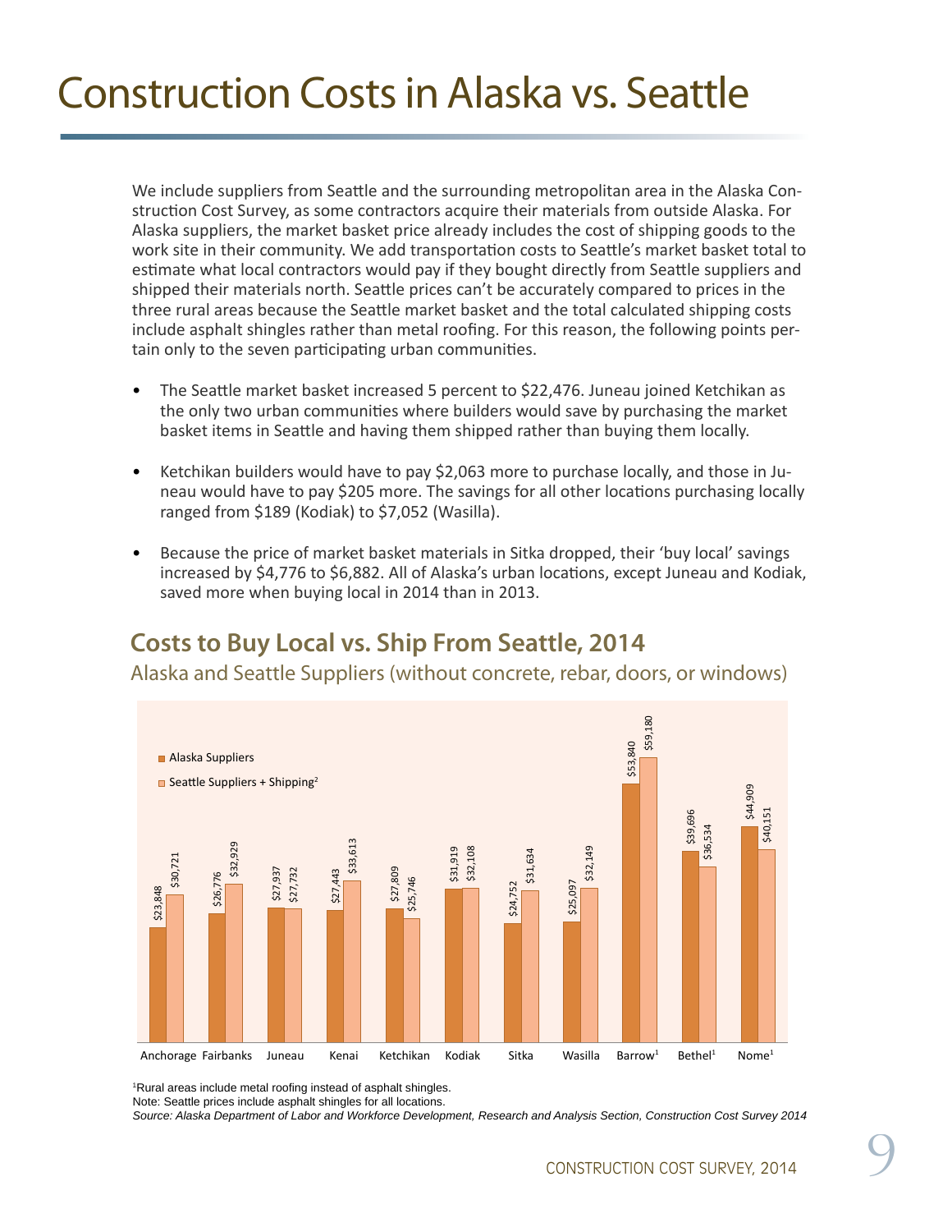# Construction Costs in Alaska vs. Seattle

We include suppliers from Seattle and the surrounding metropolitan area in the Alaska Construction Cost Survey, as some contractors acquire their materials from outside Alaska. For Alaska suppliers, the market basket price already includes the cost of shipping goods to the work site in their community. We add transportation costs to Seattle's market basket total to estimate what local contractors would pay if they bought directly from Seattle suppliers and shipped their materials north. Seattle prices can't be accurately compared to prices in the three rural areas because the Seattle market basket and the total calculated shipping costs include asphalt shingles rather than metal roofing. For this reason, the following points pertain only to the seven participating urban communities.

- The Seattle market basket increased 5 percent to $22,476. Juneau joined Ketchikan as the only two urban communities where builders would save by purchasing the market basket items in Seattle and having them shipped rather than buying them locally.
- Ketchikan builders would have to pay $2,063 more to purchase locally, and those in Juneau would have to pay $205 more. The savings for all other locations purchasing locally ranged from $189 (Kodiak) to $7,052 (Wasilla).
- Because the price of market basket materials in Sitka dropped, their 'buy local' savings increased by $4,776 to $6,882. All of Alaska's urban locations, except Juneau and Kodiak, saved more when buying local in 2014 than in 2013.

## Costs to Buy Local vs. Ship From Seattle, 2014

Alaska and Seattle Suppliers (without concrete, rebar, doors, or windows)

| Location | Alaska Suppliers | Seattle Suppliers + Shipping[2] |
|---|---|---|
| Anchorage | $23,848 | $30,721 |
| Fairbanks | $26,776 | $32,929 |
| Juneau | $27,937 | $27,732 |
| Kenai | $27,443 | $33,613 |
| Ketchikan | $27,809 | $25,746 |
| Kodiak | $31,919 | $32,108 |
| Sitka | $24,752 | $31,634 |
| Wasilla | $25,097 | $32,149 |
| Barrow[1] | $53,840 | $59,180 |
| Bethel[1] | $39,696 | $36,534 |
| Nome[1] | $44,909 | $40,151 |

[1]Rural areas include metal roofing instead of asphalt shingles.
Note: Seattle prices include asphalt shingles for all locations.
*Source: Alaska Department of Labor and Workforce Development, Research and Analysis Section, Construction Cost Survey 2014*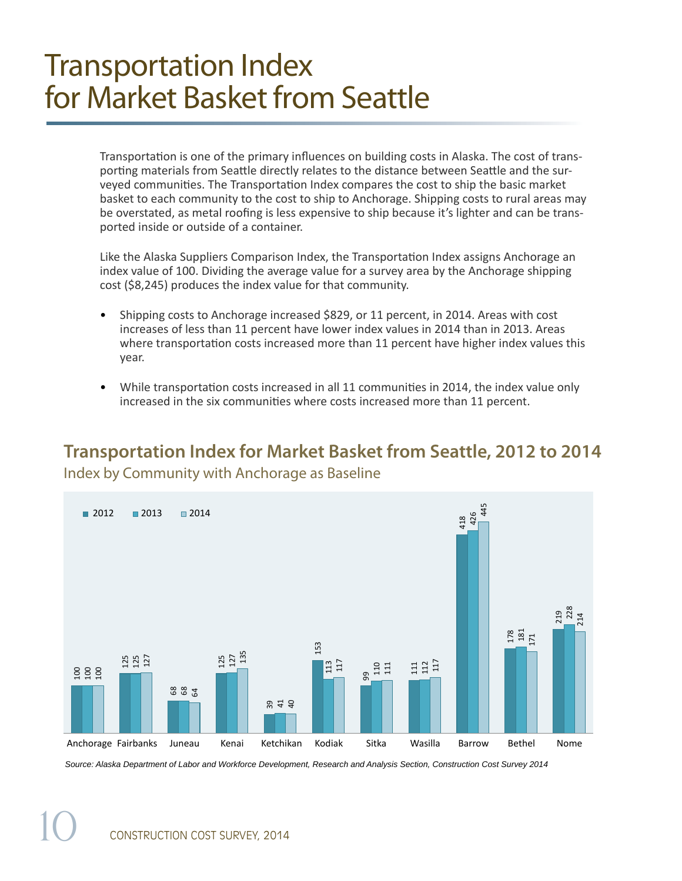# Transportation Index for Market Basket from Seattle

Transportation is one of the primary influences on building costs in Alaska. The cost of transporting materials from Seattle directly relates to the distance between Seattle and the surveyed communities. The Transportation Index compares the cost to ship the basic market basket to each community to the cost to ship to Anchorage. Shipping costs to rural areas may be overstated, as metal roofing is less expensive to ship because it's lighter and can be transported inside or outside of a container.

Like the Alaska Suppliers Comparison Index, the Transportation Index assigns Anchorage an index value of 100. Dividing the average value for a survey area by the Anchorage shipping cost ($8,245) produces the index value for that community.

- Shipping costs to Anchorage increased $829, or 11 percent, in 2014. Areas with cost increases of less than 11 percent have lower index values in 2014 than in 2013. Areas where transportation costs increased more than 11 percent have higher index values this year.
- While transportation costs increased in all 11 communities in 2014, the index value only increased in the six communities where costs increased more than 11 percent.

## Transportation Index for Market Basket from Seattle, 2012 to 2014

Index by Community with Anchorage as Baseline

| Community | 2012 | 2013 | 2014 |
|---|---|---|---|
| Anchorage | 100 | 100 | 100 |
| Fairbanks | 125 | 125 | 127 |
| Juneau | 68 | 68 | 64 |
| Kenai | 125 | 127 | 135 |
| Ketchikan | 39 | 41 | 40 |
| Kodiak | 153 | 113 | 117 |
| Sitka | 99 | 110 | 111 |
| Wasilla | 111 | 112 | 117 |
| Barrow | 418 | 426 | 445 |
| Bethel | 178 | 181 | 171 |
| Nome | 219 | 228 | 214 |

*Source: Alaska Department of Labor and Workforce Development, Research and Analysis Section, Construction Cost Survey 2014*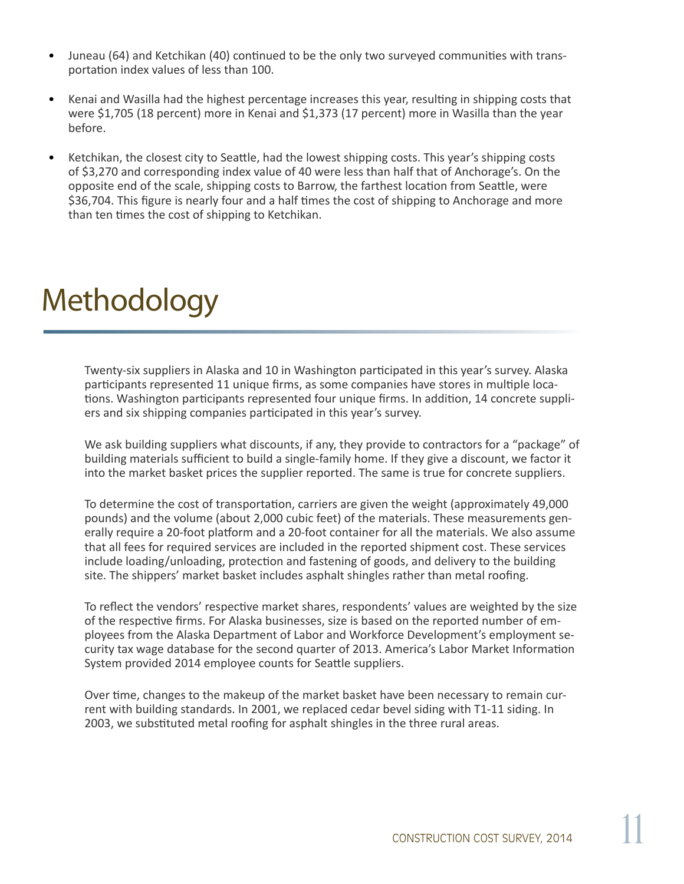- Juneau (64) and Ketchikan (40) continued to be the only two surveyed communities with transportation index values of less than 100.
- Kenai and Wasilla had the highest percentage increases this year, resulting in shipping costs that were $1,705 (18 percent) more in Kenai and $1,373 (17 percent) more in Wasilla than the year before.
- Ketchikan, the closest city to Seattle, had the lowest shipping costs. This year's shipping costs of $3,270 and corresponding index value of 40 were less than half that of Anchorage's. On the opposite end of the scale, shipping costs to Barrow, the farthest location from Seattle, were $36,704. This figure is nearly four and a half times the cost of shipping to Anchorage and more than ten times the cost of shipping to Ketchikan.

# Methodology

Twenty-six suppliers in Alaska and 10 in Washington participated in this year's survey. Alaska participants represented 11 unique firms, as some companies have stores in multiple locations. Washington participants represented four unique firms. In addition, 14 concrete suppliers and six shipping companies participated in this year's survey.

We ask building suppliers what discounts, if any, they provide to contractors for a "package" of building materials sufficient to build a single-family home. If they give a discount, we factor it into the market basket prices the supplier reported. The same is true for concrete suppliers.

To determine the cost of transportation, carriers are given the weight (approximately 49,000 pounds) and the volume (about 2,000 cubic feet) of the materials. These measurements generally require a 20-foot platform and a 20-foot container for all the materials. We also assume that all fees for required services are included in the reported shipment cost. These services include loading/unloading, protection and fastening of goods, and delivery to the building site. The shippers' market basket includes asphalt shingles rather than metal roofing.

To reflect the vendors' respective market shares, respondents' values are weighted by the size of the respective firms. For Alaska businesses, size is based on the reported number of employees from the Alaska Department of Labor and Workforce Development's employment security tax wage database for the second quarter of 2013. America's Labor Market Information System provided 2014 employee counts for Seattle suppliers.

Over time, changes to the makeup of the market basket have been necessary to remain current with building standards. In 2001, we replaced cedar bevel siding with T1-11 siding. In 2003, we substituted metal roofing for asphalt shingles in the three rural areas.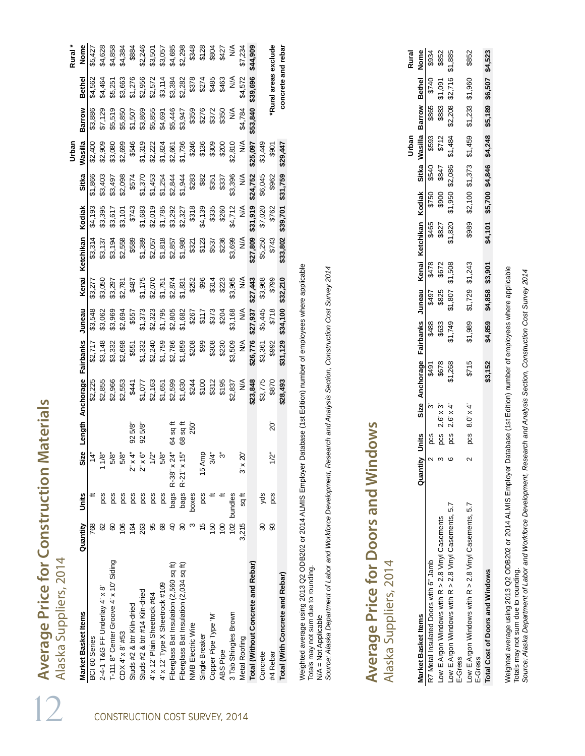# Average Price for Construction Materials

## Alaska Suppliers, 2014

| Market Basket Items | Quantity | Units | Size | Length | Anchorage | Fairbanks | Juneau | Kenai | Ketchikan | Kodiak | Sitka | Urban Wasilla | Barrow | Bethel | Rural* Nome |
|---|---|---|---|---|---|---|---|---|---|---|---|---|---|---|---|
| BCI 60 Series | 768 | ft | 14" | | $2,225 | $2,717 | $3,548 | $3,277 | $3,314 | $4,193 | $1,866 | $2,400 | $3,886 | $4,562 | $5,427 |
| 2-4-1 T&G FF Underlay 4' x 8' | 62 | pcs | 1 1/8" | | $2,855 | $3,148 | $3,062 | $3,050 | $3,137 | $3,395 | $3,403 | $2,909 | $7,129 | $4,464 | $4,628 |
| T-111 8" Center Groove 4' x 10' Siding | 60 | pcs | 5/8" | | $2,966 | $3,332 | $3,969 | $3,297 | $3,194 | $3,617 | $3,497 | $3,080 | $5,519 | $5,251 | $4,858 |
| CDX 4' x 8' #53 | 106 | pcs | 5/8" | | $2,553 | $2,698 | $2,694 | $2,781 | $2,558 | $3,101 | $2,098 | $2,699 | $5,850 | $3,663 | $4,384 |
| Studs #2 & btr Kiln-dried | 164 | pcs | 2" x 4" | 92 5/8" | $441 | $551 | $557 | $487 | $589 | $743 | $574 | $546 | $1,507 | $1,276 | $884 |
| Studs #2 & btr #14 Kiln-dried | 263 | pcs | 2" x 6" | 92 5/8" | $1,077 | $1,332 | $1,373 | $1,175 | $1,389 | $1,683 | $1,370 | $1,319 | $3,869 | $2,956 | $2,246 |
| 4' x 12' Plain Sheetrock #84 | 95 | pcs | 1/2" | | $2,163 | $2,240 | $2,323 | $2,070 | $2,057 | $2,019 | $1,453 | $2,222 | $5,855 | $2,572 | $3,501 |
| 4' x 12' Type X Sheetrock #109 | 68 | pcs | 5/8" | | $1,651 | $1,759 | $1,795 | $1,751 | $1,818 | $1,785 | $1,254 | $1,824 | $4,691 | $3,114 | $3,057 |
| Fiberglass Bat Insulation (2,560 sq ft) | 40 | bags | R-38" x 24" | 64 sq ft | $2,599 | $2,786 | $2,805 | $2,874 | $2,857 | $3,292 | $2,844 | $2,661 | $5,446 | $3,384 | $4,685 |
| Fiberglass Bat Insulation (2,034 sq ft) | 30 | bags | R-21" x 15" | 68 sq ft | $1,630 | $1,859 | $1,682 | $1,831 | $1,980 | $2,327 | $1,944 | $1,736 | $3,947 | $2,282 | $2,298 |
| NMB Electric Wire | 3 | boxes | | 250' | $244 | $208 | $267 | $252 | $321 | $318 | $283 | $246 | $359 | $378 | $348 |
| Single Breaker | 15 | pcs | 15 Amp | | $100 | $99 | $117 | $96 | $123 | $4,139 | $82 | $136 | $276 | $274 | $128 |
| Copper Pipe Type 'M' | 150 | ft | 3/4" | | $312 | $308 | $373 | $314 | $537 | $335 | $351 | $309 | $372 | $485 | $804 |
| ABS Pipe | 100 | ft | 3" | | $195 | $230 | $204 | $223 | $236 | $260 | $337 | $200 | $350 | $463 | $427 |
| 3 Tab Shingles Brown | 102 | bundles | | | $2,837 | $3,509 | $3,168 | $3,965 | $3,699 | $4,712 | $3,396 | $2,810 | N/A | N/A | N/A |
| Metal Roofing | 3,215 | sq ft | 3' x 20' | | N/A | N/A | N/A | N/A | N/A | N/A | N/A | N/A | $4,784 | $4,572 | $7,234 |
| **Total (Without Concrete and Rebar)** | | | | | **$23,848** | **$26,776** | **$27,937** | **$27,443** | **$27,809** | **$31,919** | **$24,752** | **$25,097** | **$53,840** | **$39,696** | **$44,909** |
| Concrete | 30 | yds | | | $3,775 | $3,361 | $5,445 | $3,968 | $5,250 | $7,020 | $6,045 | $3,449 | | | |
| #4 Rebar | 93 | pcs | 1/2" | 20' | $870 | $992 | $718 | $799 | $743 | $762 | $962 | $901 | | | |
| **Total (With Concrete and Rebar)** | | | | | **$28,493** | **$31,129** | **$34,100** | **$32,210** | **$33,802** | **$39,701** | **$31,759** | **$29,447** | | | |

*Rural areas exclude concrete and rebar

Weighted average using 2013 Q2 ODB202 or 2014 ALMIS Employer Database (1st Edition) number of employees where applicable
Totals may not sum due to rounding.
N/A = Not Applicable
*Source: Alaska Department of Labor and Workforce Development, Research and Analysis Section, Construction Cost Survey 2014*

# Average Price for Doors and Windows

## Alaska Suppliers, 2014

| Market Basket Items | Quantity | Units | Size | Anchorage | Fairbanks | Juneau | Kenai | Ketchikan | Kodiak | Sitka | Urban Wasilla | Barrow | Bethel | Rural Nome |
|---|---|---|---|---|---|---|---|---|---|---|---|---|---|---|
| R7 Metal Insulated Doors with 6" Jamb | 2 | pcs | 3' | $491 | $488 | $497 | $478 | $465 | $750 | $540 | $593 | $865 | $740 | $934 |
| Low E Argon Windows with R > 2.8 Vinyl Casements | 3 | pcs | 2.6' x 3' | $678 | $633 | $825 | $672 | $827 | $900 | $847 | $712 | $883 | $1,091 | $852 |
| Low E Argon Windows with R > 2.8 Vinyl Casements, 5.7 E-Gress | 6 | pcs | 2.6' x 4' | $1,268 | $1,749 | $1,807 | $1,508 | $1,820 | $1,950 | $2,086 | $1,484 | $2,208 | $2,716 | $1,885 |
| Low E Argon Windows with R > 2.8 Vinyl Casements, 5.7 E-Gress | 2 | pcs | 8.0' x 4' | $715 | $1,989 | $1,729 | $1,243 | $989 | $2,100 | $1,373 | $1,459 | $1,233 | $1,960 | $852 |
| **Total Cost of Doors and Windows** | | | | **$3,152** | **$4,859** | **$4,858** | **$3,901** | **$4,101** | **$5,700** | **$4,846** | **$4,248** | **$5,189** | **$6,507** | **$4,523** |

Weighted average using 2013 Q2 ODB202 or 2014 ALMIS Employer Database (1st Edition) number of employees where applicable
Totals may not sum due to rounding.
*Source: Alaska Department of Labor and Workforce Development, Research and Analysis Section, Construction Cost Survey 2014*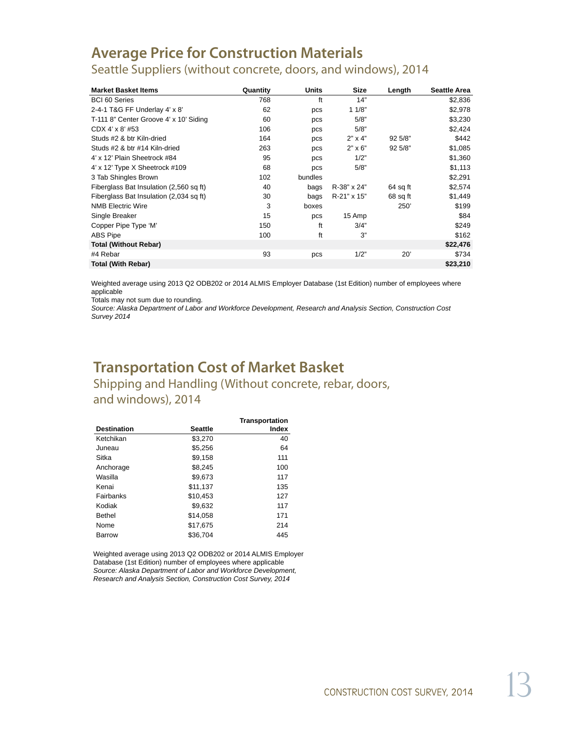# Average Price for Construction Materials

## Seattle Suppliers (without concrete, doors, and windows), 2014

| Market Basket Items | Quantity | Units | Size | Length | Seattle Area |
|---|---|---|---|---|---|
| BCI 60 Series | 768 | ft | 14" | | $2,836 |
| 2-4-1 T&G FF Underlay 4' x 8' | 62 | pcs | 1 1/8" | | $2,978 |
| T-111 8" Center Groove 4' x 10' Siding | 60 | pcs | 5/8" | | $3,230 |
| CDX 4' x 8' #53 | 106 | pcs | 5/8" | | $2,424 |
| Studs #2 & btr Kiln-dried | 164 | pcs | 2" x 4" | 92 5/8" | $442 |
| Studs #2 & btr #14 Kiln-dried | 263 | pcs | 2" x 6" | 92 5/8" | $1,085 |
| 4' x 12' Plain Sheetrock #84 | 95 | pcs | 1/2" | | $1,360 |
| 4' x 12' Type X Sheetrock #109 | 68 | pcs | 5/8" | | $1,113 |
| 3 Tab Shingles Brown | 102 | bundles | | | $2,291 |
| Fiberglass Bat Insulation (2,560 sq ft) | 40 | bags | R-38" x 24" | 64 sq ft | $2,574 |
| Fiberglass Bat Insulation (2,034 sq ft) | 30 | bags | R-21" x 15" | 68 sq ft | $1,449 |
| NMB Electric Wire | 3 | boxes | | 250' | $199 |
| Single Breaker | 15 | pcs | 15 Amp | | $84 |
| Copper Pipe Type 'M' | 150 | ft | 3/4" | | $249 |
| ABS Pipe | 100 | ft | 3" | | $162 |
| **Total (Without Rebar)** | | | | | **$22,476** |
| #4 Rebar | 93 | pcs | 1/2" | 20' | $734 |
| **Total (With Rebar)** | | | | | **$23,210** |

Weighted average using 2013 Q2 ODB202 or 2014 ALMIS Employer Database (1st Edition) number of employees where applicable

Totals may not sum due to rounding.

*Source: Alaska Department of Labor and Workforce Development, Research and Analysis Section, Construction Cost Survey 2014*

# Transportation Cost of Market Basket

## Shipping and Handling (Without concrete, rebar, doors, and windows), 2014

| Destination | Seattle | Transportation Index |
|---|---|---|
| Ketchikan | $3,270 | 40 |
| Juneau | $5,256 | 64 |
| Sitka | $9,158 | 111 |
| Anchorage | $8,245 | 100 |
| Wasilla | $9,673 | 117 |
| Kenai | $11,137 | 135 |
| Fairbanks | $10,453 | 127 |
| Kodiak | $9,632 | 117 |
| Bethel | $14,058 | 171 |
| Nome | $17,675 | 214 |
| Barrow | $36,704 | 445 |

Weighted average using 2013 Q2 ODB202 or 2014 ALMIS Employer Database (1st Edition) number of employees where applicable

*Source: Alaska Department of Labor and Workforce Development, Research and Analysis Section, Construction Cost Survey, 2014*